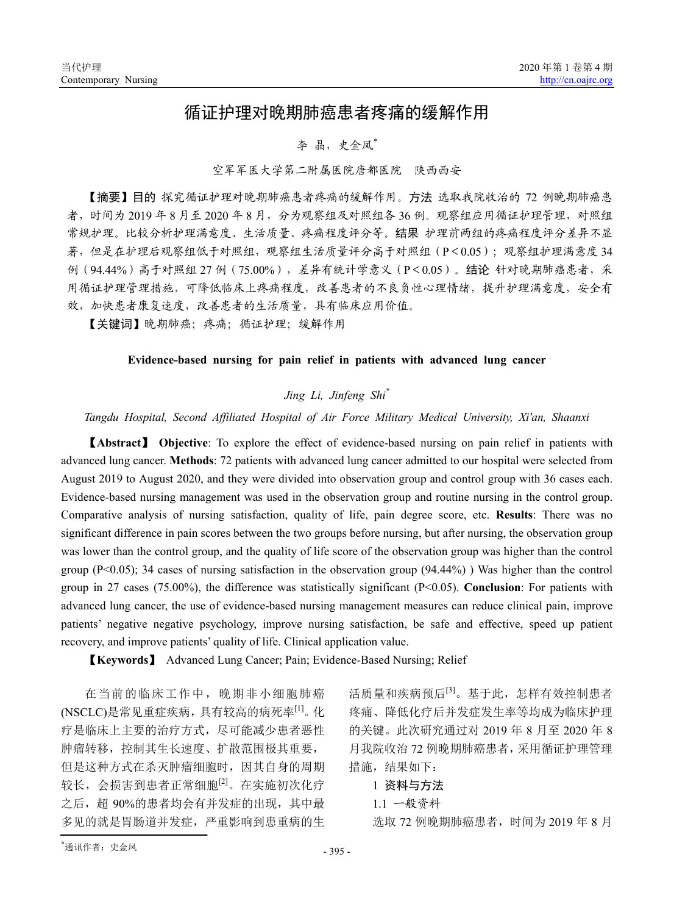# 循证护理对晚期肺癌患者疼痛的缓解作用

李 晶，史金凤*

空军军医大学第二附属医院唐都医院 陕西西安

【摘要】**目的** 探究循证护理对晚期肺癌患者疼痛的缓解作用。**方法** 选取我院收治的 72 例晚期肺癌患者，时间为 2019 年 8 月至 2020 年 8 月，分为观察组及对照组各 36 例。观察组应用循证护理管理，对照组常规护理。比较分析护理满意度、生活质量、疼痛程度评分等。**结果** 护理前两组的疼痛程度评分差异不显著，但是在护理后观察组低于对照组，观察组生活质量评分高于对照组（P＜0.05）；观察组护理满意度 34 例（94.44%）高于对照组 27 例（75.00%），差异有统计学意义（P＜0.05）。**结论** 针对晚期肺癌患者，采用循证护理管理措施，可降低临床上疼痛程度，改善患者的不良负性心理情绪，提升护理满意度，安全有效，加快患者康复速度，改善患者的生活质量，具有临床应用价值。

【关键词】晚期肺癌；疼痛；循证护理；缓解作用

## Evidence-based nursing for pain relief in patients with advanced lung cancer

*Jing Li, Jinfeng Shi**

*Tangdu Hospital, Second Affiliated Hospital of Air Force Military Medical University, Xi'an, Shaanxi*

【**Abstract**】 **Objective**: To explore the effect of evidence-based nursing on pain relief in patients with advanced lung cancer. **Methods**: 72 patients with advanced lung cancer admitted to our hospital were selected from August 2019 to August 2020, and they were divided into observation group and control group with 36 cases each. Evidence-based nursing management was used in the observation group and routine nursing in the control group. Comparative analysis of nursing satisfaction, quality of life, pain degree score, etc. **Results**: There was no significant difference in pain scores between the two groups before nursing, but after nursing, the observation group was lower than the control group, and the quality of life score of the observation group was higher than the control group (P<0.05); 34 cases of nursing satisfaction in the observation group (94.44%) ) Was higher than the control group in 27 cases (75.00%), the difference was statistically significant (P<0.05). **Conclusion**: For patients with advanced lung cancer, the use of evidence-based nursing management measures can reduce clinical pain, improve patients' negative negative psychology, improve nursing satisfaction, be safe and effective, speed up patient recovery, and improve patients' quality of life. Clinical application value.

【**Keywords**】 Advanced Lung Cancer; Pain; Evidence-Based Nursing; Relief

在当前的临床工作中，晚期非小细胞肺癌(NSCLC)是常见重症疾病，具有较高的病死率[1]。化疗是临床上主要的治疗方式，尽可能减少患者恶性肿瘤转移，控制其生长速度、扩散范围极其重要，但是这种方式在杀灭肿瘤细胞时，因其自身的周期较长，会损害到患者正常细胞[2]。在实施初次化疗之后，超 90%的患者均会有并发症的出现，其中最多见的就是胃肠道并发症，严重影响到患重病的生活质量和疾病预后[3]。基于此，怎样有效控制患者疼痛、降低化疗后并发症发生率等均成为临床护理的关键。此次研究通过对 2019 年 8 月至 2020 年 8 月我院收治 72 例晚期肺癌患者，采用循证护理管理措施，结果如下：

## 1 资料与方法

### 1.1 一般资料

选取 72 例晚期肺癌患者，时间为 2019 年 8 月

*通讯作者：史金凤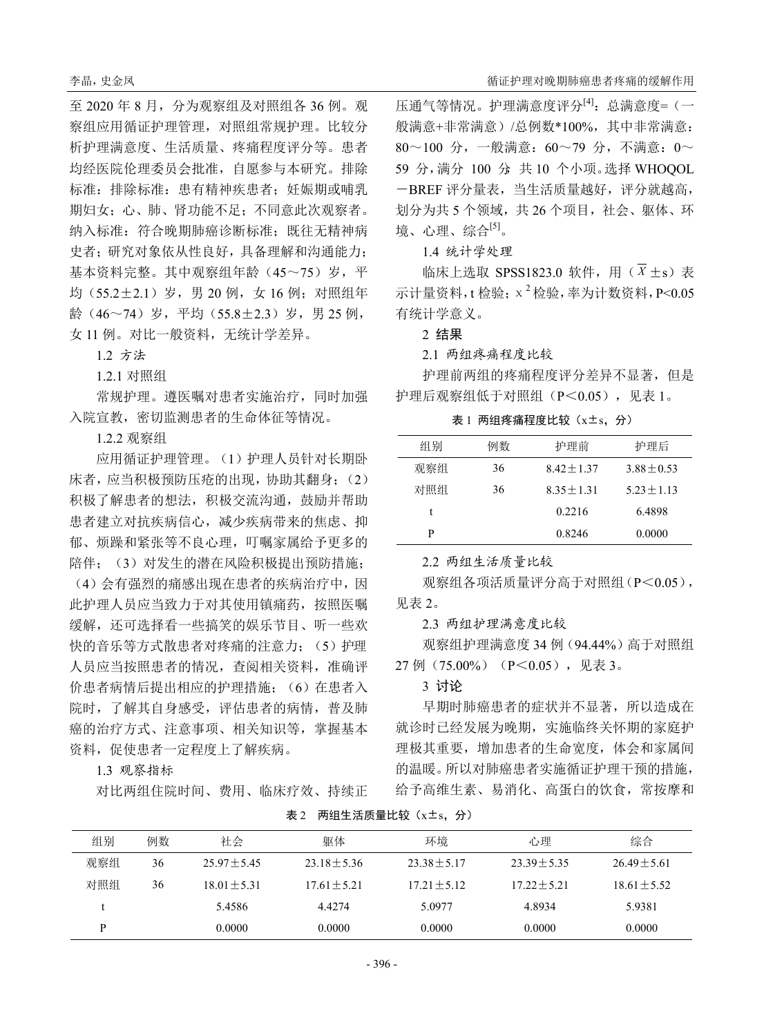至 2020 年 8 月，分为观察组及对照组各 36 例。观察组应用循证护理管理，对照组常规护理。比较分析护理满意度、生活质量、疼痛程度评分等。患者均经医院伦理委员会批准，自愿参与本研究。排除标准：排除标准：患有精神疾病患者；妊娠期或哺乳期妇女；心、肺、肾功能不足；不同意此次观察者。纳入标准：符合晚期肺癌诊断标准；既往无精神病史者；研究对象依从性良好，具备理解和沟通能力；基本资料完整。其中观察组年龄（45～75）岁，平均（55.2±2.1）岁，男 20 例，女 16 例；对照组年龄（46～74）岁，平均（55.8±2.3）岁，男 25 例，女 11 例。对比一般资料，无统计学差异。

### 1.2 方法

#### 1.2.1 对照组

常规护理。遵医嘱对患者实施治疗，同时加强入院宣教，密切监测患者的生命体征等情况。

#### 1.2.2 观察组

应用循证护理管理。（1）护理人员针对长期卧床者，应当积极预防压疮的出现，协助其翻身；（2）积极了解患者的想法，积极交流沟通，鼓励并帮助患者建立对抗疾病信心，减少疾病带来的焦虑、抑郁、烦躁和紧张等不良心理，叮嘱家属给予更多的陪伴；（3）对发生的潜在风险积极提出预防措施；（4）会有强烈的痛感出现在患者的疾病治疗中，因此护理人员应当致力于对其使用镇痛药，按照医嘱缓解，还可选择看一些搞笑的娱乐节目、听一些欢快的音乐等方式散患者对疼痛的注意力；（5）护理人员应当按照患者的情况，查阅相关资料，准确评价患者病情后提出相应的护理措施；（6）在患者入院时，了解其自身感受，评估患者的病情，普及肺癌的治疗方式、注意事项、相关知识等，掌握基本资料，促使患者一定程度上了解疾病。

### 1.3 观察指标

对比两组住院时间、费用、临床疗效、持续正压通气等情况。护理满意度评分[4]：总满意度=（一般满意+非常满意）/总例数*100%，其中非常满意：80～100 分，一般满意：60～79 分，不满意：0～59 分，满分 100 分，共 10 个小项。选择 WHOQOL－BREF 评分量表，当生活质量越好，评分就越高，划分为共 5 个领域，共 26 个项目，社会、躯体、环境、心理、综合[5]。

### 1.4 统计学处理

临床上选取 SPSS1823.0 软件，用（$\overline{X}$±s）表示计量资料，t 检验；$\chi^2$ 检验，率为计数资料，$P<0.05$ 有统计学意义。

## 2 结果

### 2.1 两组疼痛程度比较

护理前两组的疼痛程度评分差异不显著，但是护理后观察组低于对照组（P＜0.05），见表 1。

**表 1 两组疼痛程度比较（x±s，分）**

| 组别 | 例数 | 护理前 | 护理后 |
|---|---|---|---|
| 观察组 | 36 | 8.42±1.37 | 3.88±0.53 |
| 对照组 | 36 | 8.35±1.31 | 5.23±1.13 |
| t | | 0.2216 | 6.4898 |
| P | | 0.8246 | 0.0000 |

### 2.2 两组生活质量比较

观察组各项活质量评分高于对照组（P＜0.05），见表 2。

**表 2 两组生活质量比较（x±s，分）**

| 组别 | 例数 | 社会 | 躯体 | 环境 | 心理 | 综合 |
|---|---|---|---|---|---|---|
| 观察组 | 36 | 25.97±5.45 | 23.18±5.36 | 23.38±5.17 | 23.39±5.35 | 26.49±5.61 |
| 对照组 | 36 | 18.01±5.31 | 17.61±5.21 | 17.21±5.12 | 17.22±5.21 | 18.61±5.52 |
| t | | 5.4586 | 4.4274 | 5.0977 | 4.8934 | 5.9381 |
| P | | 0.0000 | 0.0000 | 0.0000 | 0.0000 | 0.0000 |

### 2.3 两组护理满意度比较

观察组护理满意度 34 例（94.44%）高于对照组 27 例（75.00%）（P＜0.05），见表 3。

## 3 讨论

早期时肺癌患者的症状并不显著，所以造成在就诊时已经发展为晚期，实施临终关怀期的家庭护理极其重要，增加患者的生命宽度，体会和家属间的温暖。所以对肺癌患者实施循证护理干预的措施，给予高维生素、易消化、高蛋白的饮食，常按摩和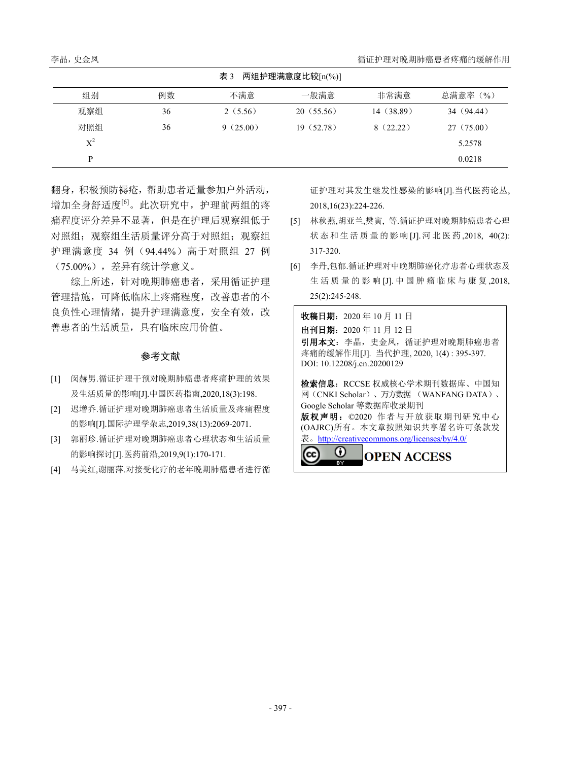表 3　两组护理满意度比较[n(%)]

| 组别 | 例数 | 不满意 | 一般满意 | 非常满意 | 总满意率（%） |
|---|---|---|---|---|---|
| 观察组 | 36 | 2（5.56） | 20（55.56） | 14（38.89） | 34（94.44） |
| 对照组 | 36 | 9（25.00） | 19（52.78） | 8（22.22） | 27（75.00） |
| $X^2$ | | | | | 5.2578 |
| P | | | | | 0.0218 |

翻身，积极预防褥疮，帮助患者适量参加户外活动，增加全身舒适度[6]。此次研究中，护理前两组的疼痛程度评分差异不显著，但是在护理后观察组低于对照组；观察组生活质量评分高于对照组；观察组护理满意度 34 例（94.44%）高于对照组 27 例（75.00%），差异有统计学意义。

综上所述，针对晚期肺癌患者，采用循证护理管理措施，可降低临床上疼痛程度，改善患者的不良负性心理情绪，提升护理满意度，安全有效，改善患者的生活质量，具有临床应用价值。

## 参考文献

[1] 闵赫男.循证护理干预对晚期肺癌患者疼痛护理的效果及生活质量的影响[J].中国医药指南,2020,18(3):198.

[2] 迟增乔.循证护理对晚期肺癌患者生活质量及疼痛程度的影响[J].国际护理学杂志,2019,38(13):2069-2071.

[3] 郭丽珍.循证护理对晚期肺癌患者心理状态和生活质量的影响探讨[J].医药前沿,2019,9(1):170-171.

[4] 马美红,谢丽萍.对接受化疗的老年晚期肺癌患者进行循证护理对其发生继发性感染的影响[J].当代医药论丛,2018,16(23):224-226.

[5] 林秋燕,胡亚兰,樊寅, 等.循证护理对晚期肺癌患者心理状态和生活质量的影响[J].河北医药,2018, 40(2):317-320.

[6] 李丹,包郁.循证护理对中晚期肺癌化疗患者心理状态及生活质量的影响[J].中国肿瘤临床与康复,2018,25(2):245-248.

**收稿日期**：2020 年 10 月 11 日
**出刊日期**：2020 年 11 月 12 日
**引用本文**：李晶，史金凤，循证护理对晚期肺癌患者疼痛的缓解作用[J]. 当代护理, 2020, 1(4) : 395-397.
DOI: 10.12208/j.cn.20200129

**检索信息**：RCCSE 权威核心学术期刊数据库、中国知网（CNKI Scholar）、万方数据（WANFANG DATA）、Google Scholar 等数据库收录期刊

**版权声明**：©2020 作者与开放获取期刊研究中心(OAJRC)所有。本文章按照知识共享署名许可条款发表。http://creativecommons.org/licenses/by/4.0/

OPEN ACCESS